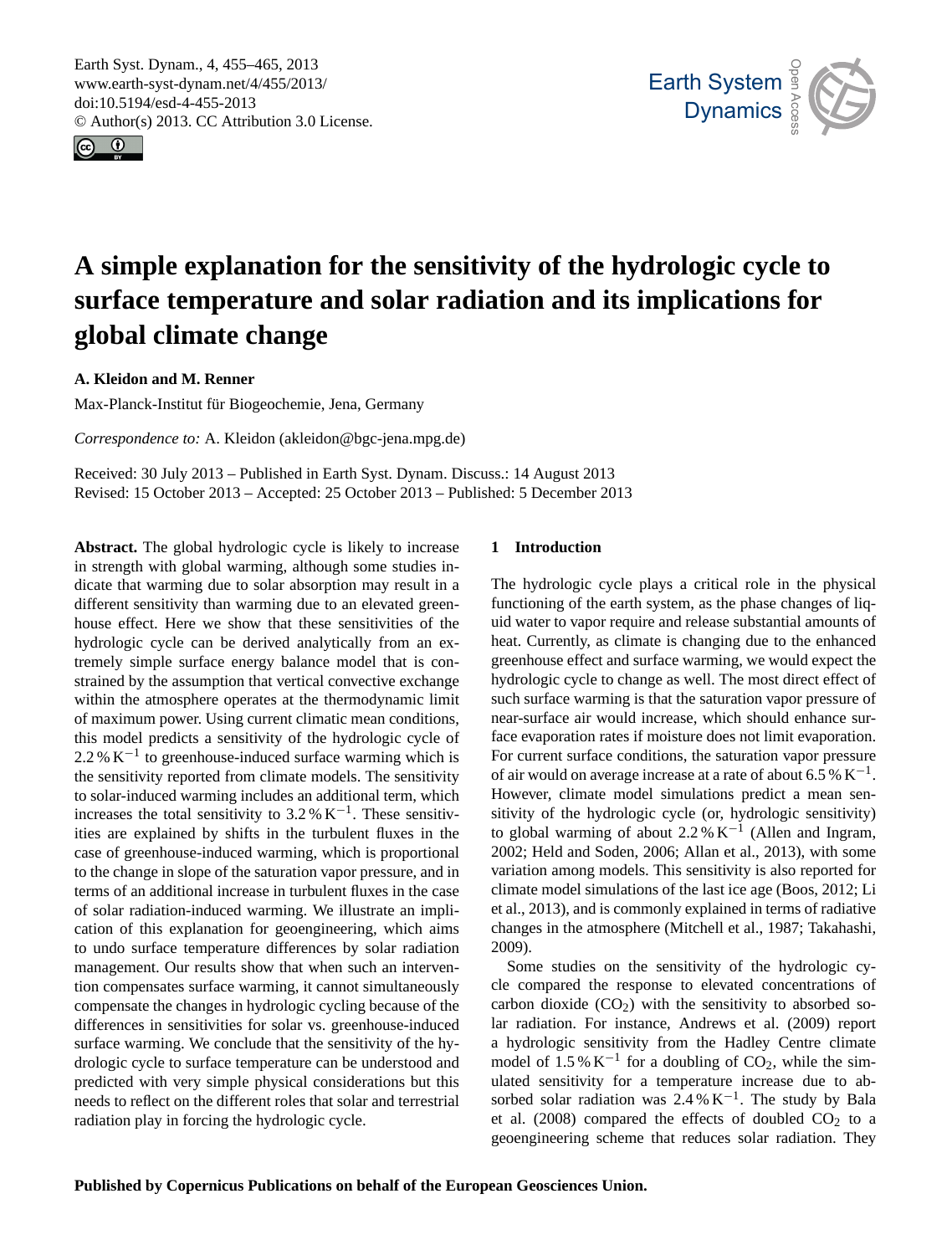# A simple explanation for the sensitivity of the hydrologic cycle to surface temperature and solar radiation and its implications for global climate change

**A. Kleidon and M. Renner**

Max-Planck-Institut für Biogeochemie, Jena, Germany

*Correspondence to:* A. Kleidon (akleidon@bgc-jena.mpg.de)

Received: 30 July 2013 – Published in Earth Syst. Dynam. Discuss.: 14 August 2013
Revised: 15 October 2013 – Accepted: 25 October 2013 – Published: 5 December 2013

**Abstract.** The global hydrologic cycle is likely to increase in strength with global warming, although some studies indicate that warming due to solar absorption may result in a different sensitivity than warming due to an elevated greenhouse effect. Here we show that these sensitivities of the hydrologic cycle can be derived analytically from an extremely simple surface energy balance model that is constrained by the assumption that vertical convective exchange within the atmosphere operates at the thermodynamic limit of maximum power. Using current climatic mean conditions, this model predicts a sensitivity of the hydrologic cycle of $2.2\,\%\,\mathrm{K}^{-1}$ to greenhouse-induced surface warming which is the sensitivity reported from climate models. The sensitivity to solar-induced warming includes an additional term, which increases the total sensitivity to $3.2\,\%\,\mathrm{K}^{-1}$. These sensitivities are explained by shifts in the turbulent fluxes in the case of greenhouse-induced warming, which is proportional to the change in slope of the saturation vapor pressure, and in terms of an additional increase in turbulent fluxes in the case of solar radiation-induced warming. We illustrate an implication of this explanation for geoengineering, which aims to undo surface temperature differences by solar radiation management. Our results show that when such an intervention compensates surface warming, it cannot simultaneously compensate the changes in hydrologic cycling because of the differences in sensitivities for solar vs. greenhouse-induced surface warming. We conclude that the sensitivity of the hydrologic cycle to surface temperature can be understood and predicted with very simple physical considerations but this needs to reflect on the different roles that solar and terrestrial radiation play in forcing the hydrologic cycle.

## 1 Introduction

The hydrologic cycle plays a critical role in the physical functioning of the earth system, as the phase changes of liquid water to vapor require and release substantial amounts of heat. Currently, as climate is changing due to the enhanced greenhouse effect and surface warming, we would expect the hydrologic cycle to change as well. The most direct effect of such surface warming is that the saturation vapor pressure of near-surface air would increase, which should enhance surface evaporation rates if moisture does not limit evaporation. For current surface conditions, the saturation vapor pressure of air would on average increase at a rate of about $6.5\,\%\,\mathrm{K}^{-1}$. However, climate model simulations predict a mean sensitivity of the hydrologic cycle (or, hydrologic sensitivity) to global warming of about $2.2\,\%\,\mathrm{K}^{-1}$ (Allen and Ingram, 2002; Held and Soden, 2006; Allan et al., 2013), with some variation among models. This sensitivity is also reported for climate model simulations of the last ice age (Boos, 2012; Li et al., 2013), and is commonly explained in terms of radiative changes in the atmosphere (Mitchell et al., 1987; Takahashi, 2009).

Some studies on the sensitivity of the hydrologic cycle compared the response to elevated concentrations of carbon dioxide ($CO_2$) with the sensitivity to absorbed solar radiation. For instance, Andrews et al. (2009) report a hydrologic sensitivity from the Hadley Centre climate model of $1.5\,\%\,\mathrm{K}^{-1}$ for a doubling of $CO_2$, while the simulated sensitivity for a temperature increase due to absorbed solar radiation was $2.4\,\%\,\mathrm{K}^{-1}$. The study by Bala et al. (2008) compared the effects of doubled $CO_2$ to a geoengineering scheme that reduces solar radiation. They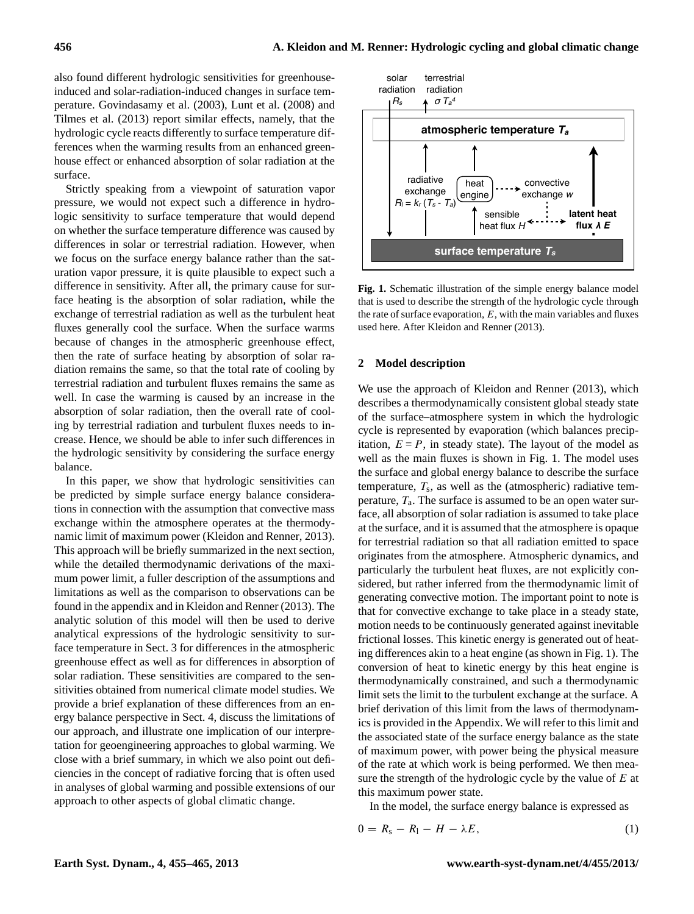also found different hydrologic sensitivities for greenhouse-induced and solar-radiation-induced changes in surface temperature. Govindasamy et al. (2003), Lunt et al. (2008) and Tilmes et al. (2013) report similar effects, namely, that the hydrologic cycle reacts differently to surface temperature differences when the warming results from an enhanced greenhouse effect or enhanced absorption of solar radiation at the surface.

Strictly speaking from a viewpoint of saturation vapor pressure, we would not expect such a difference in hydrologic sensitivity to surface temperature that would depend on whether the surface temperature difference was caused by differences in solar or terrestrial radiation. However, when we focus on the surface energy balance rather than the saturation vapor pressure, it is quite plausible to expect such a difference in sensitivity. After all, the primary cause for surface heating is the absorption of solar radiation, while the exchange of terrestrial radiation as well as the turbulent heat fluxes generally cool the surface. When the surface warms because of changes in the atmospheric greenhouse effect, then the rate of surface heating by absorption of solar radiation remains the same, so that the total rate of cooling by terrestrial radiation and turbulent fluxes remains the same as well. In case the warming is caused by an increase in the absorption of solar radiation, then the overall rate of cooling by terrestrial radiation and turbulent fluxes needs to increase. Hence, we should be able to infer such differences in the hydrologic sensitivity by considering the surface energy balance.

In this paper, we show that hydrologic sensitivities can be predicted by simple surface energy balance considerations in connection with the assumption that convective mass exchange within the atmosphere operates at the thermodynamic limit of maximum power (Kleidon and Renner, 2013). This approach will be briefly summarized in the next section, while the detailed thermodynamic derivations of the maximum power limit, a fuller description of the assumptions and limitations as well as the comparison to observations can be found in the appendix and in Kleidon and Renner (2013). The analytic solution of this model will then be used to derive analytical expressions of the hydrologic sensitivity to surface temperature in Sect. 3 for differences in the atmospheric greenhouse effect as well as for differences in absorption of solar radiation. These sensitivities are compared to the sensitivities obtained from numerical climate model studies. We provide a brief explanation of these differences from an energy balance perspective in Sect. 4, discuss the limitations of our approach, and illustrate one implication of our interpretation for geoengineering approaches to global warming. We close with a brief summary, in which we also point out deficiencies in the concept of radiative forcing that is often used in analyses of global warming and possible extensions of our approach to other aspects of global climatic change.

**Fig. 1.** Schematic illustration of the simple energy balance model that is used to describe the strength of the hydrologic cycle through the rate of surface evaporation, $E$, with the main variables and fluxes used here. After Kleidon and Renner (2013).

## 2 Model description

We use the approach of Kleidon and Renner (2013), which describes a thermodynamically consistent global steady state of the surface–atmosphere system in which the hydrologic cycle is represented by evaporation (which balances precipitation, $E = P$, in steady state). The layout of the model as well as the main fluxes is shown in Fig. 1. The model uses the surface and global energy balance to describe the surface temperature, $T_s$, as well as the (atmospheric) radiative temperature, $T_a$. The surface is assumed to be an open water surface, all absorption of solar radiation is assumed to take place at the surface, and it is assumed that the atmosphere is opaque for terrestrial radiation so that all radiation emitted to space originates from the atmosphere. Atmospheric dynamics, and particularly the turbulent heat fluxes, are not explicitly considered, but rather inferred from the thermodynamic limit of generating convective motion. The important point to note is that for convective exchange to take place in a steady state, motion needs to be continuously generated against inevitable frictional losses. This kinetic energy is generated out of heating differences akin to a heat engine (as shown in Fig. 1). The conversion of heat to kinetic energy by this heat engine is thermodynamically constrained, and such a thermodynamic limit sets the limit to the turbulent exchange at the surface. A brief derivation of this limit from the laws of thermodynamics is provided in the Appendix. We will refer to this limit and the associated state of the surface energy balance as the state of maximum power, with power being the physical measure of the rate at which work is being performed. We then measure the strength of the hydrologic cycle by the value of $E$ at this maximum power state.

In the model, the surface energy balance is expressed as

$$0 = R_s - R_l - H - \lambda E, \qquad (1)$$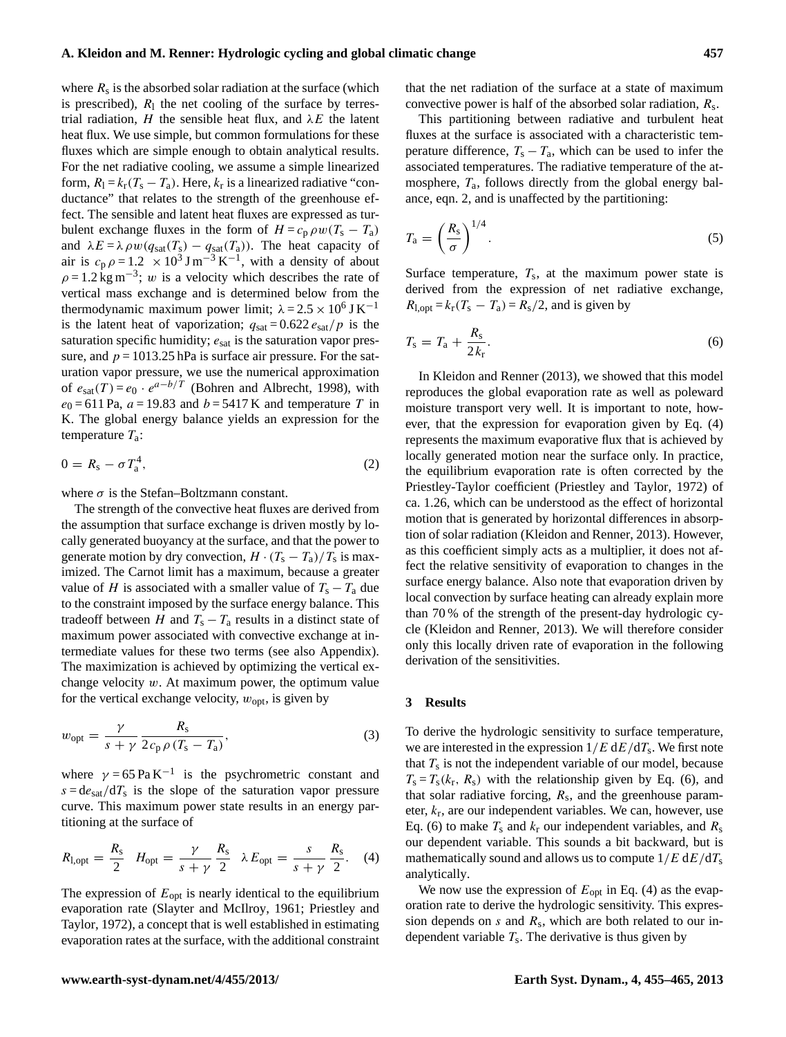where $R_s$ is the absorbed solar radiation at the surface (which is prescribed), $R_l$ the net cooling of the surface by terrestrial radiation, $H$ the sensible heat flux, and $\lambda E$ the latent heat flux. We use simple, but common formulations for these fluxes which are simple enough to obtain analytical results. For the net radiative cooling, we assume a simple linearized form, $R_l = k_r(T_s - T_a)$. Here, $k_r$ is a linearized radiative "conductance" that relates to the strength of the greenhouse effect. The sensible and latent heat fluxes are expressed as turbulent exchange fluxes in the form of $H = c_p \rho w (T_s - T_a)$ and $\lambda E = \lambda \rho w (q_{sat}(T_s) - q_{sat}(T_a))$. The heat capacity of air is $c_p \rho = 1.2 \times 10^3 \, \mathrm{J\,m^{-3}\,K^{-1}}$, with a density of about $\rho = 1.2 \, \mathrm{kg\,m^{-3}}$; $w$ is a velocity which describes the rate of vertical mass exchange and is determined below from the thermodynamic maximum power limit; $\lambda = 2.5 \times 10^6 \, \mathrm{J\,K^{-1}}$ is the latent heat of vaporization; $q_{sat} = 0.622\, e_{sat}/p$ is the saturation specific humidity; $e_{sat}$ is the saturation vapor pressure, and $p = 1013.25$ hPa is surface air pressure. For the saturation vapor pressure, we use the numerical approximation of $e_{sat}(T) = e_0 \cdot e^{a - b/T}$ (Bohren and Albrecht, 1998), with $e_0 = 611$ Pa, $a = 19.83$ and $b = 5417$ K and temperature $T$ in K. The global energy balance yields an expression for the temperature $T_a$:

$$0 = R_s - \sigma T_a^4, \tag{2}$$

where $\sigma$ is the Stefan–Boltzmann constant.

The strength of the convective heat fluxes are derived from the assumption that surface exchange is driven mostly by locally generated buoyancy at the surface, and that the power to generate motion by dry convection, $H \cdot (T_s - T_a)/T_s$ is maximized. The Carnot limit has a maximum, because a greater value of $H$ is associated with a smaller value of $T_s - T_a$ due to the constraint imposed by the surface energy balance. This tradeoff between $H$ and $T_s - T_a$ results in a distinct state of maximum power associated with convective exchange at intermediate values for these two terms (see also Appendix). The maximization is achieved by optimizing the vertical exchange velocity $w$. At maximum power, the optimum value for the vertical exchange velocity, $w_{opt}$, is given by

$$w_{opt} = \frac{\gamma}{s + \gamma} \frac{R_s}{2 c_p \rho (T_s - T_a)}, \tag{3}$$

where $\gamma = 65 \, \mathrm{Pa\,K^{-1}}$ is the psychrometric constant and $s = \mathrm{d}e_{sat}/\mathrm{d}T_s$ is the slope of the saturation vapor pressure curve. This maximum power state results in an energy partitioning at the surface of

$$R_{l,opt} = \frac{R_s}{2} \quad H_{opt} = \frac{\gamma}{s + \gamma} \frac{R_s}{2} \quad \lambda E_{opt} = \frac{s}{s + \gamma} \frac{R_s}{2}. \tag{4}$$

The expression of $E_{opt}$ is nearly identical to the equilibrium evaporation rate (Slayter and McIlroy, 1961; Priestley and Taylor, 1972), a concept that is well established in estimating evaporation rates at the surface, with the additional constraint that the net radiation of the surface at a state of maximum convective power is half of the absorbed solar radiation, $R_s$.

This partitioning between radiative and turbulent heat fluxes at the surface is associated with a characteristic temperature difference, $T_s - T_a$, which can be used to infer the associated temperatures. The radiative temperature of the atmosphere, $T_a$, follows directly from the global energy balance, eqn. 2, and is unaffected by the partitioning:

$$T_a = \left( \frac{R_s}{\sigma} \right)^{1/4}. \tag{5}$$

Surface temperature, $T_s$, at the maximum power state is derived from the expression of net radiative exchange, $R_{l,opt} = k_r(T_s - T_a) = R_s/2$, and is given by

$$T_s = T_a + \frac{R_s}{2 k_r}. \tag{6}$$

In Kleidon and Renner (2013), we showed that this model reproduces the global evaporation rate as well as poleward moisture transport very well. It is important to note, however, that the expression for evaporation given by Eq. (4) represents the maximum evaporative flux that is achieved by locally generated motion near the surface only. In practice, the equilibrium evaporation rate is often corrected by the Priestley-Taylor coefficient (Priestley and Taylor, 1972) of ca. 1.26, which can be understood as the effect of horizontal motion that is generated by horizontal differences in absorption of solar radiation (Kleidon and Renner, 2013). However, as this coefficient simply acts as a multiplier, it does not affect the relative sensitivity of evaporation to changes in the surface energy balance. Also note that evaporation driven by local convection by surface heating can already explain more than 70 % of the strength of the present-day hydrologic cycle (Kleidon and Renner, 2013). We will therefore consider only this locally driven rate of evaporation in the following derivation of the sensitivities.

## 3 Results

To derive the hydrologic sensitivity to surface temperature, we are interested in the expression $1/E \, \mathrm{d}E/\mathrm{d}T_s$. We first note that $T_s$ is not the independent variable of our model, because $T_s = T_s(k_r, R_s)$ with the relationship given by Eq. (6), and that solar radiative forcing, $R_s$, and the greenhouse parameter, $k_r$, are our independent variables. We can, however, use Eq. (6) to make $T_s$ and $k_r$ our independent variables, and $R_s$ our dependent variable. This sounds a bit backward, but is mathematically sound and allows us to compute $1/E \, \mathrm{d}E/\mathrm{d}T_s$ analytically.

We now use the expression of $E_{opt}$ in Eq. (4) as the evaporation rate to derive the hydrologic sensitivity. This expression depends on $s$ and $R_s$, which are both related to our independent variable $T_s$. The derivative is thus given by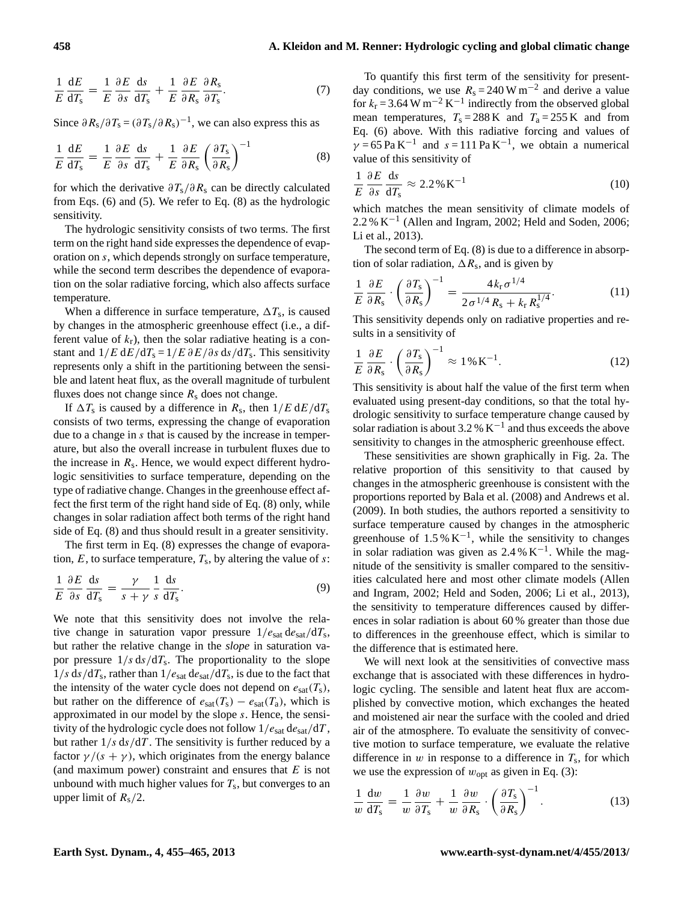$$\frac{1}{E}\frac{\mathrm{d}E}{\mathrm{d}T_\mathrm{s}} = \frac{1}{E}\frac{\partial E}{\partial s}\frac{\mathrm{d}s}{\mathrm{d}T_\mathrm{s}} + \frac{1}{E}\frac{\partial E}{\partial R_\mathrm{s}}\frac{\partial R_\mathrm{s}}{\partial T_\mathrm{s}}. \tag{7}$$

Since $\partial R_\mathrm{s}/\partial T_\mathrm{s} = (\partial T_\mathrm{s}/\partial R_\mathrm{s})^{-1}$, we can also express this as

$$\frac{1}{E}\frac{\mathrm{d}E}{\mathrm{d}T_\mathrm{s}} = \frac{1}{E}\frac{\partial E}{\partial s}\frac{\mathrm{d}s}{\mathrm{d}T_\mathrm{s}} + \frac{1}{E}\frac{\partial E}{\partial R_\mathrm{s}}\left(\frac{\partial T_\mathrm{s}}{\partial R_\mathrm{s}}\right)^{-1} \tag{8}$$

for which the derivative $\partial T_\mathrm{s}/\partial R_\mathrm{s}$ can be directly calculated from Eqs. (6) and (5). We refer to Eq. (8) as the hydrologic sensitivity.

The hydrologic sensitivity consists of two terms. The first term on the right hand side expresses the dependence of evaporation on $s$, which depends strongly on surface temperature, while the second term describes the dependence of evaporation on the solar radiative forcing, which also affects surface temperature.

When a difference in surface temperature, $\Delta T_\mathrm{s}$, is caused by changes in the atmospheric greenhouse effect (i.e., a different value of $k_\mathrm{r}$), then the solar radiative heating is a constant and $1/E\,\mathrm{d}E/\mathrm{d}T_\mathrm{s} = 1/E\,\partial E/\partial s\,\mathrm{d}s/\mathrm{d}T_\mathrm{s}$. This sensitivity represents only a shift in the partitioning between the sensible and latent heat flux, as the overall magnitude of turbulent fluxes does not change since $R_\mathrm{s}$ does not change.

If $\Delta T_\mathrm{s}$ is caused by a difference in $R_\mathrm{s}$, then $1/E\,\mathrm{d}E/\mathrm{d}T_\mathrm{s}$ consists of two terms, expressing the change of evaporation due to a change in $s$ that is caused by the increase in temperature, but also the overall increase in turbulent fluxes due to the increase in $R_\mathrm{s}$. Hence, we would expect different hydrologic sensitivities to surface temperature, depending on the type of radiative change. Changes in the greenhouse effect affect the first term of the right hand side of Eq. (8) only, while changes in solar radiation affect both terms of the right hand side of Eq. (8) and thus should result in a greater sensitivity.

The first term in Eq. (8) expresses the change of evaporation, $E$, to surface temperature, $T_\mathrm{s}$, by altering the value of $s$:

$$\frac{1}{E}\frac{\partial E}{\partial s}\frac{\mathrm{d}s}{\mathrm{d}T_\mathrm{s}} = \frac{\gamma}{s+\gamma}\frac{1}{s}\frac{\mathrm{d}s}{\mathrm{d}T_\mathrm{s}}. \tag{9}$$

We note that this sensitivity does not involve the relative change in saturation vapor pressure $1/e_\mathrm{sat}\,\mathrm{d}e_\mathrm{sat}/\mathrm{d}T_\mathrm{s}$, but rather the relative change in the *slope* in saturation vapor pressure $1/s\,\mathrm{d}s/\mathrm{d}T_\mathrm{s}$. The proportionality to the slope $1/s\,\mathrm{d}s/\mathrm{d}T_\mathrm{s}$, rather than $1/e_\mathrm{sat}\,\mathrm{d}e_\mathrm{sat}/\mathrm{d}T_\mathrm{s}$, is due to the fact that the intensity of the water cycle does not depend on $e_\mathrm{sat}(T_\mathrm{s})$, but rather on the difference of $e_\mathrm{sat}(T_\mathrm{s}) - e_\mathrm{sat}(T_\mathrm{a})$, which is approximated in our model by the slope $s$. Hence, the sensitivity of the hydrologic cycle does not follow $1/e_\mathrm{sat}\,\mathrm{d}e_\mathrm{sat}/\mathrm{d}T$, but rather $1/s\,\mathrm{d}s/\mathrm{d}T$. The sensitivity is further reduced by a factor $\gamma/(s+\gamma)$, which originates from the energy balance (and maximum power) constraint and ensures that $E$ is not unbound with much higher values for $T_\mathrm{s}$, but converges to an upper limit of $R_\mathrm{s}/2$.

To quantify this first term of the sensitivity for present-day conditions, we use $R_\mathrm{s} = 240\,\mathrm{W\,m^{-2}}$ and derive a value for $k_\mathrm{r} = 3.64\,\mathrm{W\,m^{-2}\,K^{-1}}$ indirectly from the observed global mean temperatures, $T_\mathrm{s} = 288\,\mathrm{K}$ and $T_\mathrm{a} = 255\,\mathrm{K}$ and from Eq. (6) above. With this radiative forcing and values of $\gamma = 65\,\mathrm{Pa\,K^{-1}}$ and $s = 111\,\mathrm{Pa\,K^{-1}}$, we obtain a numerical value of this sensitivity of

$$\frac{1}{E}\frac{\partial E}{\partial s}\frac{\mathrm{d}s}{\mathrm{d}T_\mathrm{s}} \approx 2.2\,\%\,\mathrm{K^{-1}} \tag{10}$$

which matches the mean sensitivity of climate models of $2.2\,\%\,\mathrm{K^{-1}}$ (Allen and Ingram, 2002; Held and Soden, 2006; Li et al., 2013).

The second term of Eq. (8) is due to a difference in absorption of solar radiation, $\Delta R_\mathrm{s}$, and is given by

$$\frac{1}{E}\frac{\partial E}{\partial R_\mathrm{s}}\cdot\left(\frac{\partial T_\mathrm{s}}{\partial R_\mathrm{s}}\right)^{-1} = \frac{4k_\mathrm{r}\sigma^{1/4}}{2\sigma^{1/4}R_\mathrm{s} + k_\mathrm{r}R_\mathrm{s}^{1/4}}. \tag{11}$$

This sensitivity depends only on radiative properties and results in a sensitivity of

$$\frac{1}{E}\frac{\partial E}{\partial R_\mathrm{s}}\cdot\left(\frac{\partial T_\mathrm{s}}{\partial R_\mathrm{s}}\right)^{-1} \approx 1\,\%\,\mathrm{K^{-1}}. \tag{12}$$

This sensitivity is about half the value of the first term when evaluated using present-day conditions, so that the total hydrologic sensitivity to surface temperature change caused by solar radiation is about $3.2\,\%\,\mathrm{K^{-1}}$ and thus exceeds the above sensitivity to changes in the atmospheric greenhouse effect.

These sensitivities are shown graphically in Fig. 2a. The relative proportion of this sensitivity to that caused by changes in the atmospheric greenhouse is consistent with the proportions reported by Bala et al. (2008) and Andrews et al. (2009). In both studies, the authors reported a sensitivity to surface temperature caused by changes in the atmospheric greenhouse of $1.5\,\%\,\mathrm{K^{-1}}$, while the sensitivity to changes in solar radiation was given as $2.4\,\%\,\mathrm{K^{-1}}$. While the magnitude of the sensitivity is smaller compared to the sensitivities calculated here and most other climate models (Allen and Ingram, 2002; Held and Soden, 2006; Li et al., 2013), the sensitivity to temperature differences caused by differences in solar radiation is about 60 % greater than those due to differences in the greenhouse effect, which is similar to the difference that is estimated here.

We will next look at the sensitivities of convective mass exchange that is associated with these differences in hydrologic cycling. The sensible and latent heat flux are accomplished by convective motion, which exchanges the heated and moistened air near the surface with the cooled and dried air of the atmosphere. To evaluate the sensitivity of convective motion to surface temperature, we evaluate the relative difference in $w$ in response to a difference in $T_\mathrm{s}$, for which we use the expression of $w_\mathrm{opt}$ as given in Eq. (3):

$$\frac{1}{w}\frac{\mathrm{d}w}{\mathrm{d}T_\mathrm{s}} = \frac{1}{w}\frac{\partial w}{\partial T_\mathrm{s}} + \frac{1}{w}\frac{\partial w}{\partial R_\mathrm{s}}\cdot\left(\frac{\partial T_\mathrm{s}}{\partial R_\mathrm{s}}\right)^{-1}. \tag{13}$$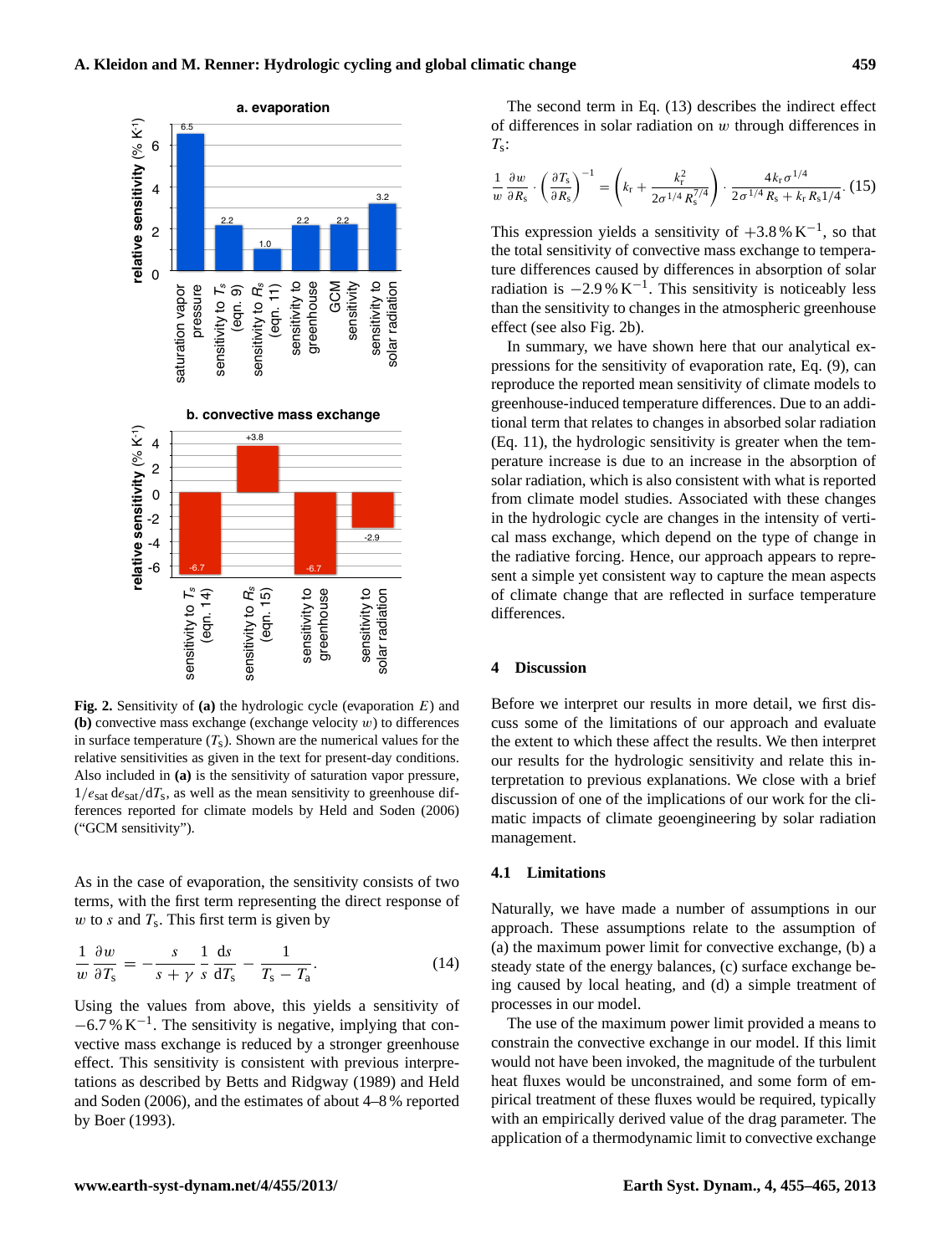**Fig. 2.** Sensitivity of **(a)** the hydrologic cycle (evaporation $E$) and **(b)** convective mass exchange (exchange velocity $w$) to differences in surface temperature ($T_s$). Shown are the numerical values for the relative sensitivities as given in the text for present-day conditions. Also included in **(a)** is the sensitivity of saturation vapor pressure, $1/e_{sat}\, de_{sat}/dT_s$, as well as the mean sensitivity to greenhouse differences reported for climate models by Held and Soden (2006) ("GCM sensitivity").

As in the case of evaporation, the sensitivity consists of two terms, with the first term representing the direct response of $w$ to $s$ and $T_s$. This first term is given by

$$\frac{1}{w}\frac{\partial w}{\partial T_s} = -\frac{s}{s+\gamma}\frac{1}{s}\frac{ds}{dT_s} - \frac{1}{T_s - T_a}. \quad (14)$$

Using the values from above, this yields a sensitivity of $-6.7\,\%\,K^{-1}$. The sensitivity is negative, implying that convective mass exchange is reduced by a stronger greenhouse effect. This sensitivity is consistent with previous interpretations as described by Betts and Ridgway (1989) and Held and Soden (2006), and the estimates of about 4–8 % reported by Boer (1993).

The second term in Eq. (13) describes the indirect effect of differences in solar radiation on $w$ through differences in $T_s$:

$$\frac{1}{w}\frac{\partial w}{\partial R_s}\cdot\left(\frac{\partial T_s}{\partial R_s}\right)^{-1} = \left(k_r + \frac{k_r^2}{2\sigma^{1/4}R_s^{7/4}}\right)\cdot\frac{4k_r\sigma^{1/4}}{2\sigma^{1/4}R_s + k_r R_s 1/4}. \quad (15)$$

This expression yields a sensitivity of $+3.8\,\%\,K^{-1}$, so that the total sensitivity of convective mass exchange to temperature differences caused by differences in absorption of solar radiation is $-2.9\,\%\,K^{-1}$. This sensitivity is noticeably less than the sensitivity to changes in the atmospheric greenhouse effect (see also Fig. 2b).

In summary, we have shown here that our analytical expressions for the sensitivity of evaporation rate, Eq. (9), can reproduce the reported mean sensitivity of climate models to greenhouse-induced temperature differences. Due to an additional term that relates to changes in absorbed solar radiation (Eq. 11), the hydrologic sensitivity is greater when the temperature increase is due to an increase in the absorption of solar radiation, which is also consistent with what is reported from climate model studies. Associated with these changes in the hydrologic cycle are changes in the intensity of vertical mass exchange, which depend on the type of change in the radiative forcing. Hence, our approach appears to represent a simple yet consistent way to capture the mean aspects of climate change that are reflected in surface temperature differences.

## 4 Discussion

Before we interpret our results in more detail, we first discuss some of the limitations of our approach and evaluate the extent to which these affect the results. We then interpret our results for the hydrologic sensitivity and relate this interpretation to previous explanations. We close with a brief discussion of one of the implications of our work for the climatic impacts of climate geoengineering by solar radiation management.

### 4.1 Limitations

Naturally, we have made a number of assumptions in our approach. These assumptions relate to the assumption of (a) the maximum power limit for convective exchange, (b) a steady state of the energy balances, (c) surface exchange being caused by local heating, and (d) a simple treatment of processes in our model.

The use of the maximum power limit provided a means to constrain the convective exchange in our model. If this limit would not have been invoked, the magnitude of the turbulent heat fluxes would be unconstrained, and some form of empirical treatment of these fluxes would be required, typically with an empirically derived value of the drag parameter. The application of a thermodynamic limit to convective exchange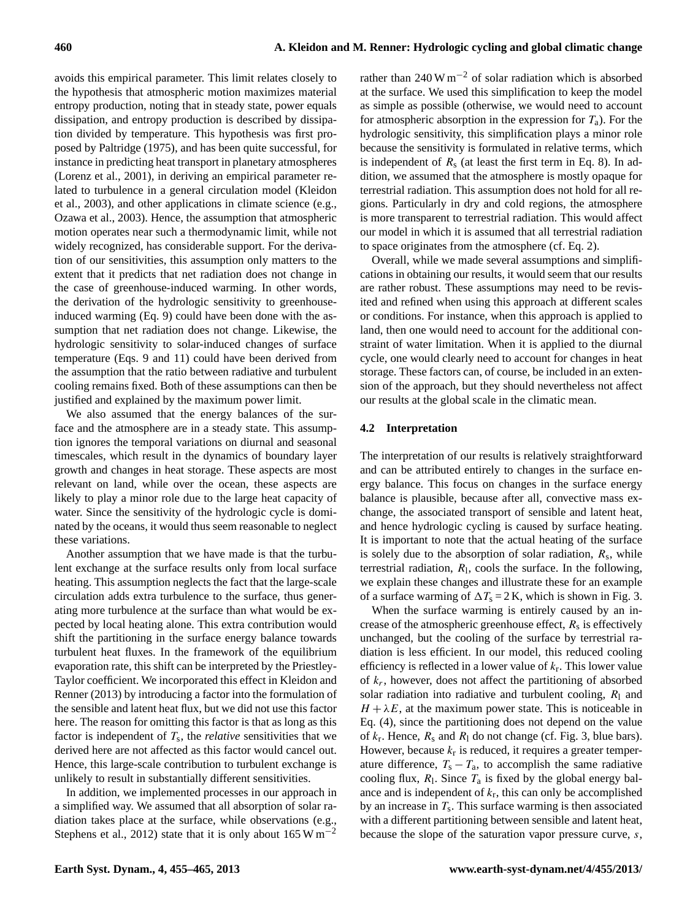avoids this empirical parameter. This limit relates closely to the hypothesis that atmospheric motion maximizes material entropy production, noting that in steady state, power equals dissipation, and entropy production is described by dissipation divided by temperature. This hypothesis was first proposed by Paltridge (1975), and has been quite successful, for instance in predicting heat transport in planetary atmospheres (Lorenz et al., 2001), in deriving an empirical parameter related to turbulence in a general circulation model (Kleidon et al., 2003), and other applications in climate science (e.g., Ozawa et al., 2003). Hence, the assumption that atmospheric motion operates near such a thermodynamic limit, while not widely recognized, has considerable support. For the derivation of our sensitivities, this assumption only matters to the extent that it predicts that net radiation does not change in the case of greenhouse-induced warming. In other words, the derivation of the hydrologic sensitivity to greenhouse-induced warming (Eq. 9) could have been done with the assumption that net radiation does not change. Likewise, the hydrologic sensitivity to solar-induced changes of surface temperature (Eqs. 9 and 11) could have been derived from the assumption that the ratio between radiative and turbulent cooling remains fixed. Both of these assumptions can then be justified and explained by the maximum power limit.

We also assumed that the energy balances of the surface and the atmosphere are in a steady state. This assumption ignores the temporal variations on diurnal and seasonal timescales, which result in the dynamics of boundary layer growth and changes in heat storage. These aspects are most relevant on land, while over the ocean, these aspects are likely to play a minor role due to the large heat capacity of water. Since the sensitivity of the hydrologic cycle is dominated by the oceans, it would thus seem reasonable to neglect these variations.

Another assumption that we have made is that the turbulent exchange at the surface results only from local surface heating. This assumption neglects the fact that the large-scale circulation adds extra turbulence to the surface, thus generating more turbulence at the surface than what would be expected by local heating alone. This extra contribution would shift the partitioning in the surface energy balance towards turbulent heat fluxes. In the framework of the equilibrium evaporation rate, this shift can be interpreted by the Priestley-Taylor coefficient. We incorporated this effect in Kleidon and Renner (2013) by introducing a factor into the formulation of the sensible and latent heat flux, but we did not use this factor here. The reason for omitting this factor is that as long as this factor is independent of $T_s$, the *relative* sensitivities that we derived here are not affected as this factor would cancel out. Hence, this large-scale contribution to turbulent exchange is unlikely to result in substantially different sensitivities.

In addition, we implemented processes in our approach in a simplified way. We assumed that all absorption of solar radiation takes place at the surface, while observations (e.g., Stephens et al., 2012) state that it is only about $165\,\mathrm{W\,m^{-2}}$ rather than $240\,\mathrm{W\,m^{-2}}$ of solar radiation which is absorbed at the surface. We used this simplification to keep the model as simple as possible (otherwise, we would need to account for atmospheric absorption in the expression for $T_a$). For the hydrologic sensitivity, this simplification plays a minor role because the sensitivity is formulated in relative terms, which is independent of $R_s$ (at least the first term in Eq. 8). In addition, we assumed that the atmosphere is mostly opaque for terrestrial radiation. This assumption does not hold for all regions. Particularly in dry and cold regions, the atmosphere is more transparent to terrestrial radiation. This would affect our model in which it is assumed that all terrestrial radiation to space originates from the atmosphere (cf. Eq. 2).

Overall, while we made several assumptions and simplifications in obtaining our results, it would seem that our results are rather robust. These assumptions may need to be revisited and refined when using this approach at different scales or conditions. For instance, when this approach is applied to land, then one would need to account for the additional constraint of water limitation. When it is applied to the diurnal cycle, one would clearly need to account for changes in heat storage. These factors can, of course, be included in an extension of the approach, but they should nevertheless not affect our results at the global scale in the climatic mean.

### 4.2 Interpretation

The interpretation of our results is relatively straightforward and can be attributed entirely to changes in the surface energy balance. This focus on changes in the surface energy balance is plausible, because after all, convective mass exchange, the associated transport of sensible and latent heat, and hence hydrologic cycling is caused by surface heating. It is important to note that the actual heating of the surface is solely due to the absorption of solar radiation, $R_s$, while terrestrial radiation, $R_l$, cools the surface. In the following, we explain these changes and illustrate these for an example of a surface warming of $\Delta T_s = 2\,\mathrm{K}$, which is shown in Fig. 3.

When the surface warming is entirely caused by an increase of the atmospheric greenhouse effect, $R_s$ is effectively unchanged, but the cooling of the surface by terrestrial radiation is less efficient. In our model, this reduced cooling efficiency is reflected in a lower value of $k_r$. This lower value of $k_r$, however, does not affect the partitioning of absorbed solar radiation into radiative and turbulent cooling, $R_l$ and $H + \lambda E$, at the maximum power state. This is noticeable in Eq. (4), since the partitioning does not depend on the value of $k_r$. Hence, $R_s$ and $R_l$ do not change (cf. Fig. 3, blue bars). However, because $k_r$ is reduced, it requires a greater temperature difference, $T_s - T_a$, to accomplish the same radiative cooling flux, $R_l$. Since $T_a$ is fixed by the global energy balance and is independent of $k_r$, this can only be accomplished by an increase in $T_s$. This surface warming is then associated with a different partitioning between sensible and latent heat, because the slope of the saturation vapor pressure curve, $s$,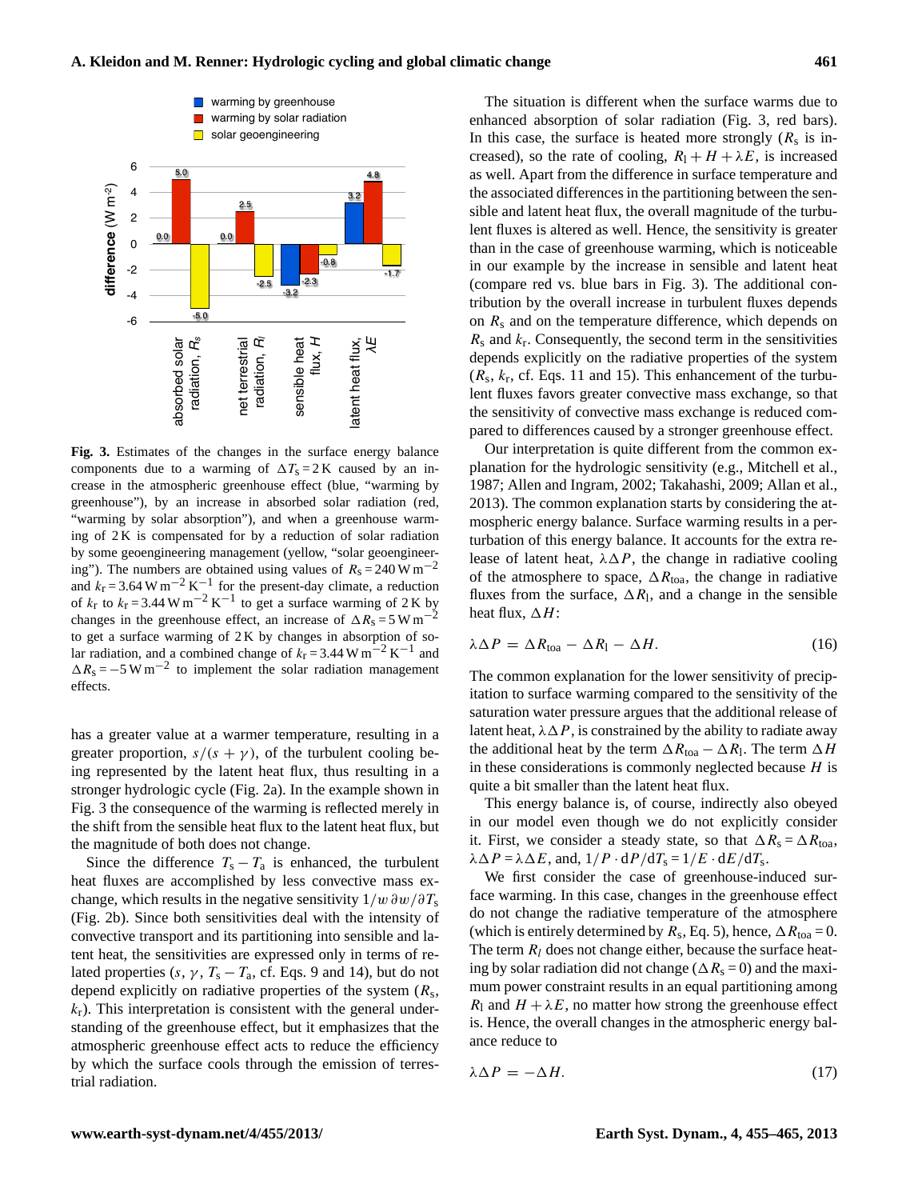**Fig. 3.** Estimates of the changes in the surface energy balance components due to a warming of $\Delta T_s = 2$ K caused by an increase in the atmospheric greenhouse effect (blue, "warming by greenhouse"), by an increase in absorbed solar radiation (red, "warming by solar absorption"), and when a greenhouse warming of 2 K is compensated for by a reduction of solar radiation by some geoengineering management (yellow, "solar geoengineering"). The numbers are obtained using values of $R_s = 240\,\mathrm{W\,m^{-2}}$ and $k_r = 3.64\,\mathrm{W\,m^{-2}\,K^{-1}}$ for the present-day climate, a reduction of $k_r$ to $k_r = 3.44\,\mathrm{W\,m^{-2}\,K^{-1}}$ to get a surface warming of 2 K by changes in the greenhouse effect, an increase of $\Delta R_s = 5\,\mathrm{W\,m^{-2}}$ to get a surface warming of 2 K by changes in absorption of solar radiation, and a combined change of $k_r = 3.44\,\mathrm{W\,m^{-2}\,K^{-1}}$ and $\Delta R_s = -5\,\mathrm{W\,m^{-2}}$ to implement the solar radiation management effects.

has a greater value at a warmer temperature, resulting in a greater proportion, $s/(s+\gamma)$, of the turbulent cooling being represented by the latent heat flux, thus resulting in a stronger hydrologic cycle (Fig. 2a). In the example shown in Fig. 3 the consequence of the warming is reflected merely in the shift from the sensible heat flux to the latent heat flux, but the magnitude of both does not change.

Since the difference $T_s - T_a$ is enhanced, the turbulent heat fluxes are accomplished by less convective mass exchange, which results in the negative sensitivity $1/w\, \partial w/\partial T_s$ (Fig. 2b). Since both sensitivities deal with the intensity of convective transport and its partitioning into sensible and latent heat, the sensitivities are expressed only in terms of related properties ($s$, $\gamma$, $T_s - T_a$, cf. Eqs. 9 and 14), but do not depend explicitly on radiative properties of the system ($R_s$, $k_r$). This interpretation is consistent with the general understanding of the greenhouse effect, but it emphasizes that the atmospheric greenhouse effect acts to reduce the efficiency by which the surface cools through the emission of terrestrial radiation.

The situation is different when the surface warms due to enhanced absorption of solar radiation (Fig. 3, red bars). In this case, the surface is heated more strongly ($R_s$ is increased), so the rate of cooling, $R_l + H + \lambda E$, is increased as well. Apart from the difference in surface temperature and the associated differences in the partitioning between the sensible and latent heat flux, the overall magnitude of the turbulent fluxes is altered as well. Hence, the sensitivity is greater than in the case of greenhouse warming, which is noticeable in our example by the increase in sensible and latent heat (compare red vs. blue bars in Fig. 3). The additional contribution by the overall increase in turbulent fluxes depends on $R_s$ and on the temperature difference, which depends on $R_s$ and $k_r$. Consequently, the second term in the sensitivities depends explicitly on the radiative properties of the system ($R_s$, $k_r$, cf. Eqs. 11 and 15). This enhancement of the turbulent fluxes favors greater convective mass exchange, so that the sensitivity of convective mass exchange is reduced compared to differences caused by a stronger greenhouse effect.

Our interpretation is quite different from the common explanation for the hydrologic sensitivity (e.g., Mitchell et al., 1987; Allen and Ingram, 2002; Takahashi, 2009; Allan et al., 2013). The common explanation starts by considering the atmospheric energy balance. Surface warming results in a perturbation of this energy balance. It accounts for the extra release of latent heat, $\lambda \Delta P$, the change in radiative cooling of the atmosphere to space, $\Delta R_{toa}$, the change in radiative fluxes from the surface, $\Delta R_l$, and a change in the sensible heat flux, $\Delta H$:

$$\lambda \Delta P = \Delta R_{toa} - \Delta R_l - \Delta H. \tag{16}$$

The common explanation for the lower sensitivity of precipitation to surface warming compared to the sensitivity of the saturation water pressure argues that the additional release of latent heat, $\lambda \Delta P$, is constrained by the ability to radiate away the additional heat by the term $\Delta R_{toa} - \Delta R_l$. The term $\Delta H$ in these considerations is commonly neglected because $H$ is quite a bit smaller than the latent heat flux.

This energy balance is, of course, indirectly also obeyed in our model even though we do not explicitly consider it. First, we consider a steady state, so that $\Delta R_s = \Delta R_{toa}$, $\lambda \Delta P = \lambda \Delta E$, and, $1/P \cdot \mathrm{d}P/\mathrm{d}T_s = 1/E \cdot \mathrm{d}E/\mathrm{d}T_s$.

We first consider the case of greenhouse-induced surface warming. In this case, changes in the greenhouse effect do not change the radiative temperature of the atmosphere (which is entirely determined by $R_s$, Eq. 5), hence, $\Delta R_{toa} = 0$. The term $R_l$ does not change either, because the surface heating by solar radiation did not change ($\Delta R_s = 0$) and the maximum power constraint results in an equal partitioning among $R_l$ and $H + \lambda E$, no matter how strong the greenhouse effect is. Hence, the overall changes in the atmospheric energy balance reduce to

$$\lambda \Delta P = -\Delta H. \tag{17}$$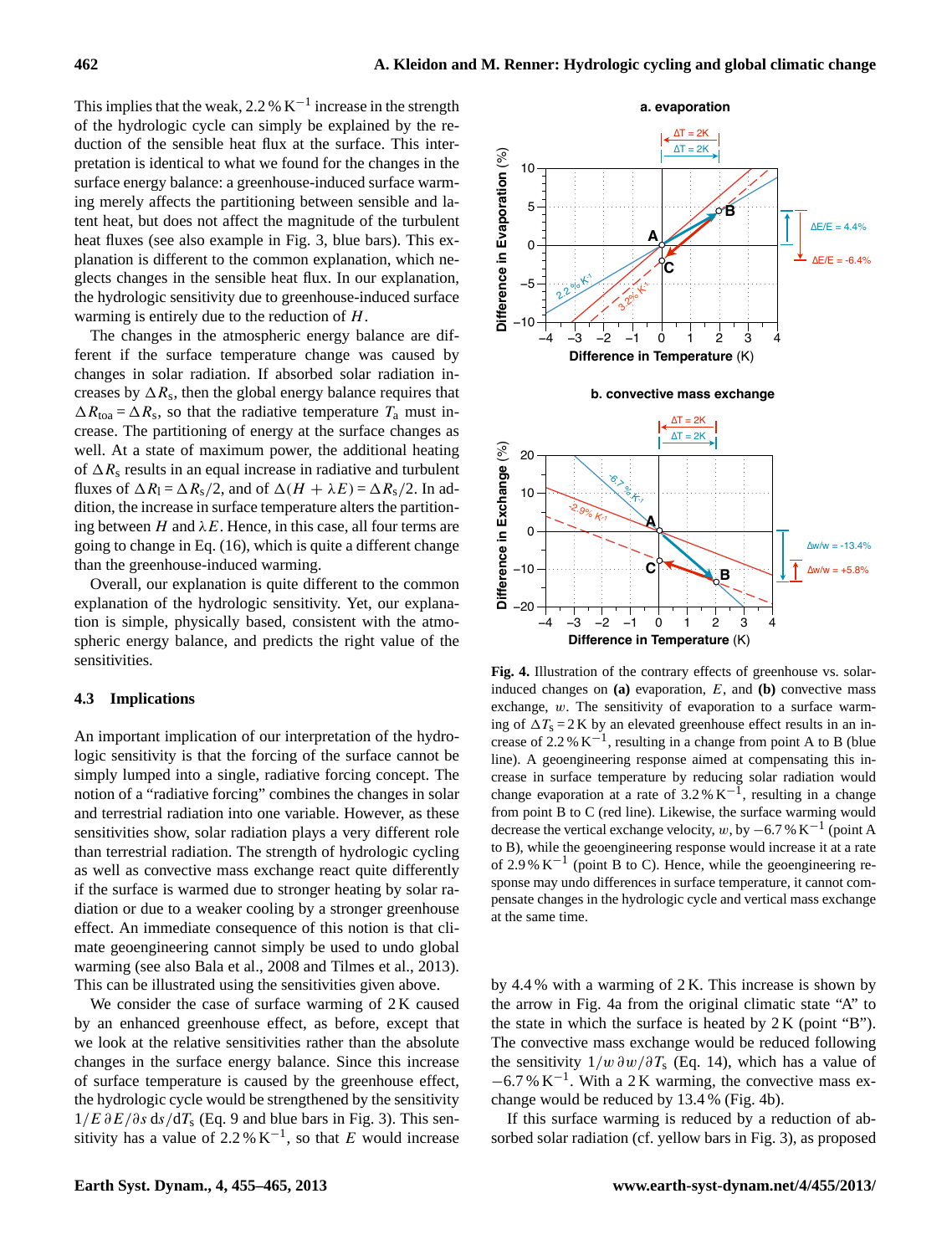This implies that the weak, 2.2 % $K^{-1}$ increase in the strength of the hydrologic cycle can simply be explained by the reduction of the sensible heat flux at the surface. This interpretation is identical to what we found for the changes in the surface energy balance: a greenhouse-induced surface warming merely affects the partitioning between sensible and latent heat, but does not affect the magnitude of the turbulent heat fluxes (see also example in Fig. 3, blue bars). This explanation is different to the common explanation, which neglects changes in the sensible heat flux. In our explanation, the hydrologic sensitivity due to greenhouse-induced surface warming is entirely due to the reduction of $H$.

The changes in the atmospheric energy balance are different if the surface temperature change was caused by changes in solar radiation. If absorbed solar radiation increases by $\Delta R_s$, then the global energy balance requires that $\Delta R_{toa} = \Delta R_s$, so that the radiative temperature $T_a$ must increase. The partitioning of energy at the surface changes as well. At a state of maximum power, the additional heating of $\Delta R_s$ results in an equal increase in radiative and turbulent fluxes of $\Delta R_l = \Delta R_s/2$, and of $\Delta(H + \lambda E) = \Delta R_s/2$. In addition, the increase in surface temperature alters the partitioning between $H$ and $\lambda E$. Hence, in this case, all four terms are going to change in Eq. (16), which is quite a different change than the greenhouse-induced warming.

Overall, our explanation is quite different to the common explanation of the hydrologic sensitivity. Yet, our explanation is simple, physically based, consistent with the atmospheric energy balance, and predicts the right value of the sensitivities.

## 4.3 Implications

An important implication of our interpretation of the hydrologic sensitivity is that the forcing of the surface cannot be simply lumped into a single, radiative forcing concept. The notion of a "radiative forcing" combines the changes in solar and terrestrial radiation into one variable. However, as these sensitivities show, solar radiation plays a very different role than terrestrial radiation. The strength of hydrologic cycling as well as convective mass exchange react quite differently if the surface is warmed due to stronger heating by solar radiation or due to a weaker cooling by a stronger greenhouse effect. An immediate consequence of this notion is that climate geoengineering cannot simply be used to undo global warming (see also Bala et al., 2008 and Tilmes et al., 2013). This can be illustrated using the sensitivities given above.

We consider the case of surface warming of 2 K caused by an enhanced greenhouse effect, as before, except that we look at the relative sensitivities rather than the absolute changes in the surface energy balance. Since this increase of surface temperature is caused by the greenhouse effect, the hydrologic cycle would be strengthened by the sensitivity $1/E\,\partial E/\partial s\,\mathrm{d}s/\mathrm{d}T_s$ (Eq. 9 and blue bars in Fig. 3). This sensitivity has a value of 2.2 % $K^{-1}$, so that $E$ would increase by 4.4 % with a warming of 2 K. This increase is shown by the arrow in Fig. 4a from the original climatic state "A" to the state in which the surface is heated by 2 K (point "B"). The convective mass exchange would be reduced following the sensitivity $1/w\,\partial w/\partial T_s$ (Eq. 14), which has a value of $-6.7$ % $K^{-1}$. With a 2 K warming, the convective mass exchange would be reduced by 13.4 % (Fig. 4b).

**Fig. 4.** Illustration of the contrary effects of greenhouse vs. solar-induced changes on **(a)** evaporation, $E$, and **(b)** convective mass exchange, $w$. The sensitivity of evaporation to a surface warming of $\Delta T_s = 2$ K by an elevated greenhouse effect results in an increase of 2.2 % $K^{-1}$, resulting in a change from point A to B (blue line). A geoengineering response aimed at compensating this increase in surface temperature by reducing solar radiation would change evaporation at a rate of 3.2 % $K^{-1}$, resulting in a change from point B to C (red line). Likewise, the surface warming would decrease the vertical exchange velocity, $w$, by $-6.7$ % $K^{-1}$ (point A to B), while the geoengineering response would increase it at a rate of 2.9 % $K^{-1}$ (point B to C). Hence, while the geoengineering response may undo differences in surface temperature, it cannot compensate changes in the hydrologic cycle and vertical mass exchange at the same time.

If this surface warming is reduced by a reduction of absorbed solar radiation (cf. yellow bars in Fig. 3), as proposed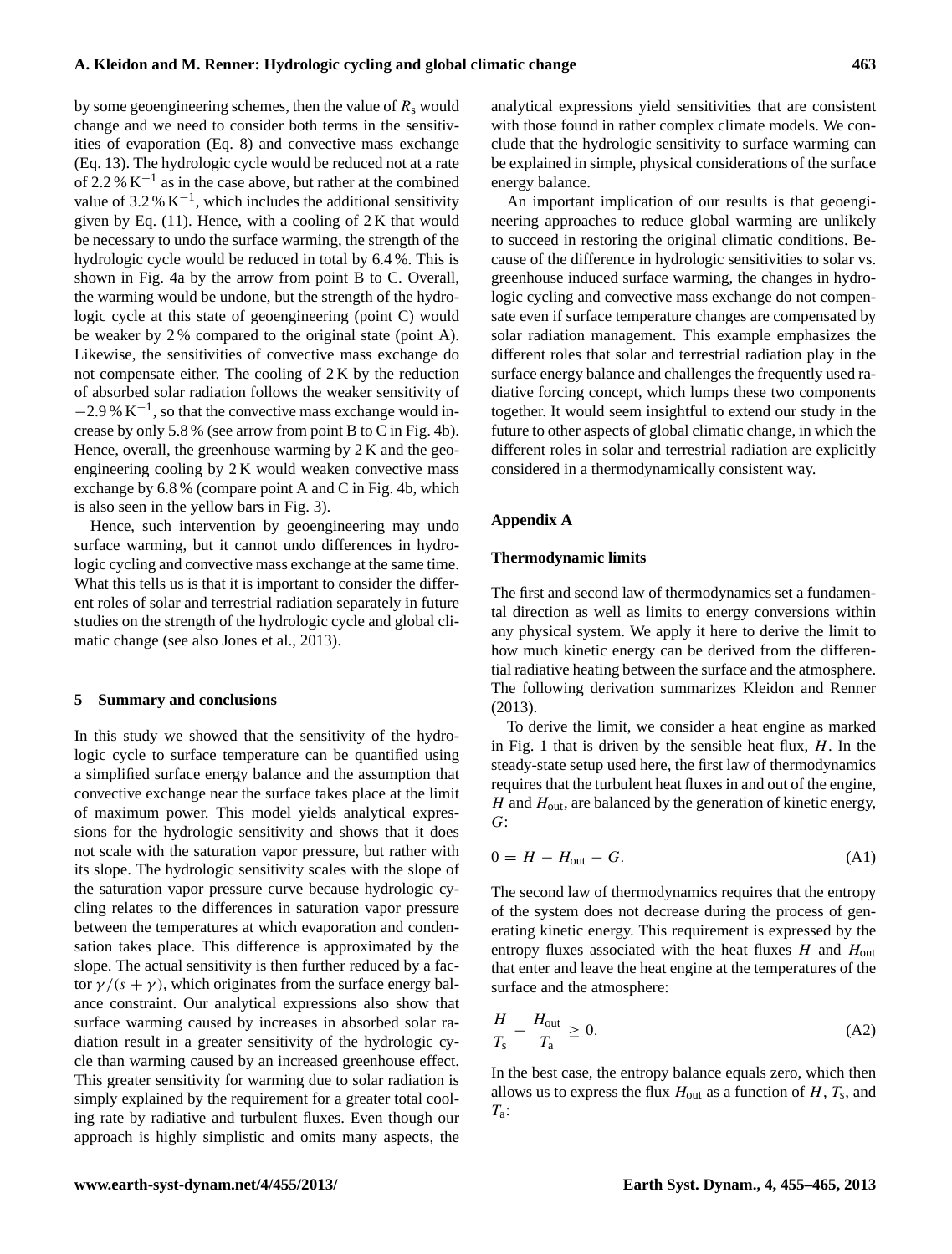by some geoengineering schemes, then the value of $R_s$ would change and we need to consider both terms in the sensitivities of evaporation (Eq. 8) and convective mass exchange (Eq. 13). The hydrologic cycle would be reduced not at a rate of $2.2\,\%\,K^{-1}$ as in the case above, but rather at the combined value of $3.2\,\%\,K^{-1}$, which includes the additional sensitivity given by Eq. (11). Hence, with a cooling of 2 K that would be necessary to undo the surface warming, the strength of the hydrologic cycle would be reduced in total by 6.4 %. This is shown in Fig. 4a by the arrow from point B to C. Overall, the warming would be undone, but the strength of the hydrologic cycle at this state of geoengineering (point C) would be weaker by 2 % compared to the original state (point A). Likewise, the sensitivities of convective mass exchange do not compensate either. The cooling of 2 K by the reduction of absorbed solar radiation follows the weaker sensitivity of $-2.9\,\%\,K^{-1}$, so that the convective mass exchange would increase by only 5.8 % (see arrow from point B to C in Fig. 4b). Hence, overall, the greenhouse warming by 2 K and the geoengineering cooling by 2 K would weaken convective mass exchange by 6.8 % (compare point A and C in Fig. 4b, which is also seen in the yellow bars in Fig. 3).

Hence, such intervention by geoengineering may undo surface warming, but it cannot undo differences in hydrologic cycling and convective mass exchange at the same time. What this tells us is that it is important to consider the different roles of solar and terrestrial radiation separately in future studies on the strength of the hydrologic cycle and global climatic change (see also Jones et al., 2013).

## 5 Summary and conclusions

In this study we showed that the sensitivity of the hydrologic cycle to surface temperature can be quantified using a simplified surface energy balance and the assumption that convective exchange near the surface takes place at the limit of maximum power. This model yields analytical expressions for the hydrologic sensitivity and shows that it does not scale with the saturation vapor pressure, but rather with its slope. The hydrologic sensitivity scales with the slope of the saturation vapor pressure curve because hydrologic cycling relates to the differences in saturation vapor pressure between the temperatures at which evaporation and condensation takes place. This difference is approximated by the slope. The actual sensitivity is then further reduced by a factor $\gamma/(s+\gamma)$, which originates from the surface energy balance constraint. Our analytical expressions also show that surface warming caused by increases in absorbed solar radiation result in a greater sensitivity of the hydrologic cycle than warming caused by an increased greenhouse effect. This greater sensitivity for warming due to solar radiation is simply explained by the requirement for a greater total cooling rate by radiative and turbulent fluxes. Even though our approach is highly simplistic and omits many aspects, the analytical expressions yield sensitivities that are consistent with those found in rather complex climate models. We conclude that the hydrologic sensitivity to surface warming can be explained in simple, physical considerations of the surface energy balance.

An important implication of our results is that geoengineering approaches to reduce global warming are unlikely to succeed in restoring the original climatic conditions. Because of the difference in hydrologic sensitivities to solar vs. greenhouse induced surface warming, the changes in hydrologic cycling and convective mass exchange do not compensate even if surface temperature changes are compensated by solar radiation management. This example emphasizes the different roles that solar and terrestrial radiation play in the surface energy balance and challenges the frequently used radiative forcing concept, which lumps these two components together. It would seem insightful to extend our study in the future to other aspects of global climatic change, in which the different roles in solar and terrestrial radiation are explicitly considered in a thermodynamically consistent way.

## Appendix A

### Thermodynamic limits

The first and second law of thermodynamics set a fundamental direction as well as limits to energy conversions within any physical system. We apply it here to derive the limit to how much kinetic energy can be derived from the differential radiative heating between the surface and the atmosphere. The following derivation summarizes Kleidon and Renner (2013).

To derive the limit, we consider a heat engine as marked in Fig. 1 that is driven by the sensible heat flux, $H$. In the steady-state setup used here, the first law of thermodynamics requires that the turbulent heat fluxes in and out of the engine, $H$ and $H_{out}$, are balanced by the generation of kinetic energy, $G$:

$$0 = H - H_{out} - G. \tag{A1}$$

The second law of thermodynamics requires that the entropy of the system does not decrease during the process of generating kinetic energy. This requirement is expressed by the entropy fluxes associated with the heat fluxes $H$ and $H_{out}$ that enter and leave the heat engine at the temperatures of the surface and the atmosphere:

$$\frac{H}{T_s} - \frac{H_{out}}{T_a} \geq 0. \tag{A2}$$

In the best case, the entropy balance equals zero, which then allows us to express the flux $H_{out}$ as a function of $H$, $T_s$, and $T_a$: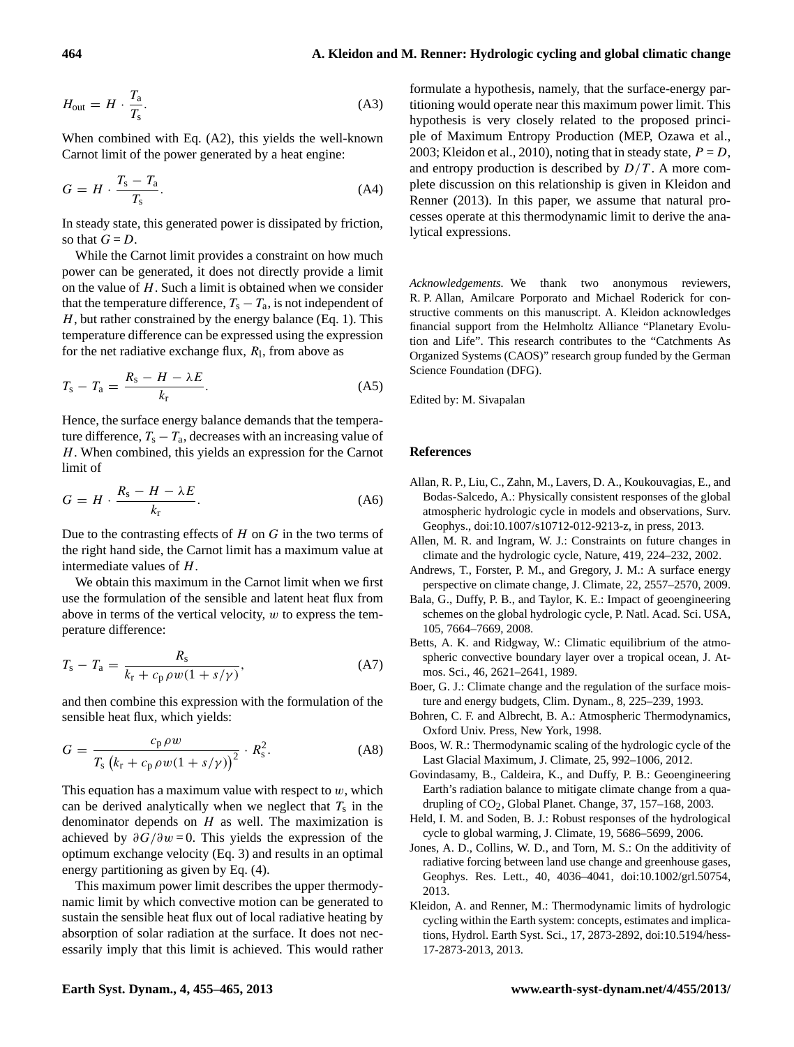$$H_{\text{out}} = H \cdot \frac{T_a}{T_s}. \tag{A3}$$

When combined with Eq. (A2), this yields the well-known Carnot limit of the power generated by a heat engine:

$$G = H \cdot \frac{T_s - T_a}{T_s}. \tag{A4}$$

In steady state, this generated power is dissipated by friction, so that $G = D$.

While the Carnot limit provides a constraint on how much power can be generated, it does not directly provide a limit on the value of $H$. Such a limit is obtained when we consider that the temperature difference, $T_s - T_a$, is not independent of $H$, but rather constrained by the energy balance (Eq. 1). This temperature difference can be expressed using the expression for the net radiative exchange flux, $R_l$, from above as

$$T_s - T_a = \frac{R_s - H - \lambda E}{k_r}. \tag{A5}$$

Hence, the surface energy balance demands that the temperature difference, $T_s - T_a$, decreases with an increasing value of $H$. When combined, this yields an expression for the Carnot limit of

$$G = H \cdot \frac{R_s - H - \lambda E}{k_r}. \tag{A6}$$

Due to the contrasting effects of $H$ on $G$ in the two terms of the right hand side, the Carnot limit has a maximum value at intermediate values of $H$.

We obtain this maximum in the Carnot limit when we first use the formulation of the sensible and latent heat flux from above in terms of the vertical velocity, $w$ to express the temperature difference:

$$T_s - T_a = \frac{R_s}{k_r + c_p \rho w (1 + s/\gamma)}, \tag{A7}$$

and then combine this expression with the formulation of the sensible heat flux, which yields:

$$G = \frac{c_p \rho w}{T_s \left(k_r + c_p \rho w (1 + s/\gamma)\right)^2} \cdot R_s^2. \tag{A8}$$

This equation has a maximum value with respect to $w$, which can be derived analytically when we neglect that $T_s$ in the denominator depends on $H$ as well. The maximization is achieved by $\partial G/\partial w = 0$. This yields the expression of the optimum exchange velocity (Eq. 3) and results in an optimal energy partitioning as given by Eq. (4).

This maximum power limit describes the upper thermodynamic limit by which convective motion can be generated to sustain the sensible heat flux out of local radiative heating by absorption of solar radiation at the surface. It does not necessarily imply that this limit is achieved. This would rather formulate a hypothesis, namely, that the surface-energy partitioning would operate near this maximum power limit. This hypothesis is very closely related to the proposed principle of Maximum Entropy Production (MEP, Ozawa et al., 2003; Kleidon et al., 2010), noting that in steady state, $P = D$, and entropy production is described by $D/T$. A more complete discussion on this relationship is given in Kleidon and Renner (2013). In this paper, we assume that natural processes operate at this thermodynamic limit to derive the analytical expressions.

*Acknowledgements.* We thank two anonymous reviewers, R. P. Allan, Amilcare Porporato and Michael Roderick for constructive comments on this manuscript. A. Kleidon acknowledges financial support from the Helmholtz Alliance "Planetary Evolution and Life". This research contributes to the "Catchments As Organized Systems (CAOS)" research group funded by the German Science Foundation (DFG).

Edited by: M. Sivapalan

## References

Allan, R. P., Liu, C., Zahn, M., Lavers, D. A., Koukouvagias, E., and Bodas-Salcedo, A.: Physically consistent responses of the global atmospheric hydrologic cycle in models and observations, Surv. Geophys., doi:10.1007/s10712-012-9213-z, in press, 2013.

Allen, M. R. and Ingram, W. J.: Constraints on future changes in climate and the hydrologic cycle, Nature, 419, 224–232, 2002.

Andrews, T., Forster, P. M., and Gregory, J. M.: A surface energy perspective on climate change, J. Climate, 22, 2557–2570, 2009.

Bala, G., Duffy, P. B., and Taylor, K. E.: Impact of geoengineering schemes on the global hydrologic cycle, P. Natl. Acad. Sci. USA, 105, 7664–7669, 2008.

Betts, A. K. and Ridgway, W.: Climatic equilibrium of the atmospheric convective boundary layer over a tropical ocean, J. Atmos. Sci., 46, 2621–2641, 1989.

Boer, G. J.: Climate change and the regulation of the surface moisture and energy budgets, Clim. Dynam., 8, 225–239, 1993.

Bohren, C. F. and Albrecht, B. A.: Atmospheric Thermodynamics, Oxford Univ. Press, New York, 1998.

Boos, W. R.: Thermodynamic scaling of the hydrologic cycle of the Last Glacial Maximum, J. Climate, 25, 992–1006, 2012.

Govindasamy, B., Caldeira, K., and Duffy, P. B.: Geoengineering Earth's radiation balance to mitigate climate change from a quadrupling of $CO_2$, Global Planet. Change, 37, 157–168, 2003.

Held, I. M. and Soden, B. J.: Robust responses of the hydrological cycle to global warming, J. Climate, 19, 5686–5699, 2006.

Jones, A. D., Collins, W. D., and Torn, M. S.: On the additivity of radiative forcing between land use change and greenhouse gases, Geophys. Res. Lett., 40, 4036–4041, doi:10.1002/grl.50754, 2013.

Kleidon, A. and Renner, M.: Thermodynamic limits of hydrologic cycling within the Earth system: concepts, estimates and implications, Hydrol. Earth Syst. Sci., 17, 2873-2892, doi:10.5194/hess-17-2873-2013, 2013.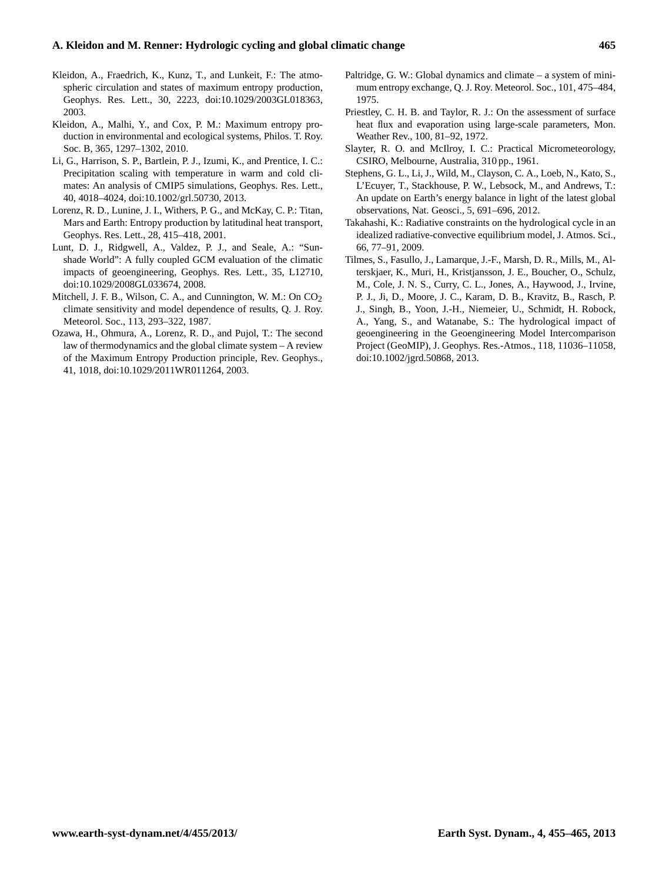Kleidon, A., Fraedrich, K., Kunz, T., and Lunkeit, F.: The atmospheric circulation and states of maximum entropy production, Geophys. Res. Lett., 30, 2223, doi:10.1029/2003GL018363, 2003.

Kleidon, A., Malhi, Y., and Cox, P. M.: Maximum entropy production in environmental and ecological systems, Philos. T. Roy. Soc. B, 365, 1297–1302, 2010.

Li, G., Harrison, S. P., Bartlein, P. J., Izumi, K., and Prentice, I. C.: Precipitation scaling with temperature in warm and cold climates: An analysis of CMIP5 simulations, Geophys. Res. Lett., 40, 4018–4024, doi:10.1002/grl.50730, 2013.

Lorenz, R. D., Lunine, J. I., Withers, P. G., and McKay, C. P.: Titan, Mars and Earth: Entropy production by latitudinal heat transport, Geophys. Res. Lett., 28, 415–418, 2001.

Lunt, D. J., Ridgwell, A., Valdez, P. J., and Seale, A.: "Sunshade World": A fully coupled GCM evaluation of the climatic impacts of geoengineering, Geophys. Res. Lett., 35, L12710, doi:10.1029/2008GL033674, 2008.

Mitchell, J. F. B., Wilson, C. A., and Cunnington, W. M.: On $CO_2$ climate sensitivity and model dependence of results, Q. J. Roy. Meteorol. Soc., 113, 293–322, 1987.

Ozawa, H., Ohmura, A., Lorenz, R. D., and Pujol, T.: The second law of thermodynamics and the global climate system – A review of the Maximum Entropy Production principle, Rev. Geophys., 41, 1018, doi:10.1029/2011WR011264, 2003.

Paltridge, G. W.: Global dynamics and climate – a system of minimum entropy exchange, Q. J. Roy. Meteorol. Soc., 101, 475–484, 1975.

Priestley, C. H. B. and Taylor, R. J.: On the assessment of surface heat flux and evaporation using large-scale parameters, Mon. Weather Rev., 100, 81–92, 1972.

Slayter, R. O. and McIlroy, I. C.: Practical Micrometeorology, CSIRO, Melbourne, Australia, 310 pp., 1961.

Stephens, G. L., Li, J., Wild, M., Clayson, C. A., Loeb, N., Kato, S., L'Ecuyer, T., Stackhouse, P. W., Lebsock, M., and Andrews, T.: An update on Earth's energy balance in light of the latest global observations, Nat. Geosci., 5, 691–696, 2012.

Takahashi, K.: Radiative constraints on the hydrological cycle in an idealized radiative-convective equilibrium model, J. Atmos. Sci., 66, 77–91, 2009.

Tilmes, S., Fasullo, J., Lamarque, J.-F., Marsh, D. R., Mills, M., Alterskjaer, K., Muri, H., Kristjansson, J. E., Boucher, O., Schulz, M., Cole, J. N. S., Curry, C. L., Jones, A., Haywood, J., Irvine, P. J., Ji, D., Moore, J. C., Karam, D. B., Kravitz, B., Rasch, P. J., Singh, B., Yoon, J.-H., Niemeier, U., Schmidt, H. Robock, A., Yang, S., and Watanabe, S.: The hydrological impact of geoengineering in the Geoengineering Model Intercomparison Project (GeoMIP), J. Geophys. Res.-Atmos., 118, 11036–11058, doi:10.1002/jgrd.50868, 2013.